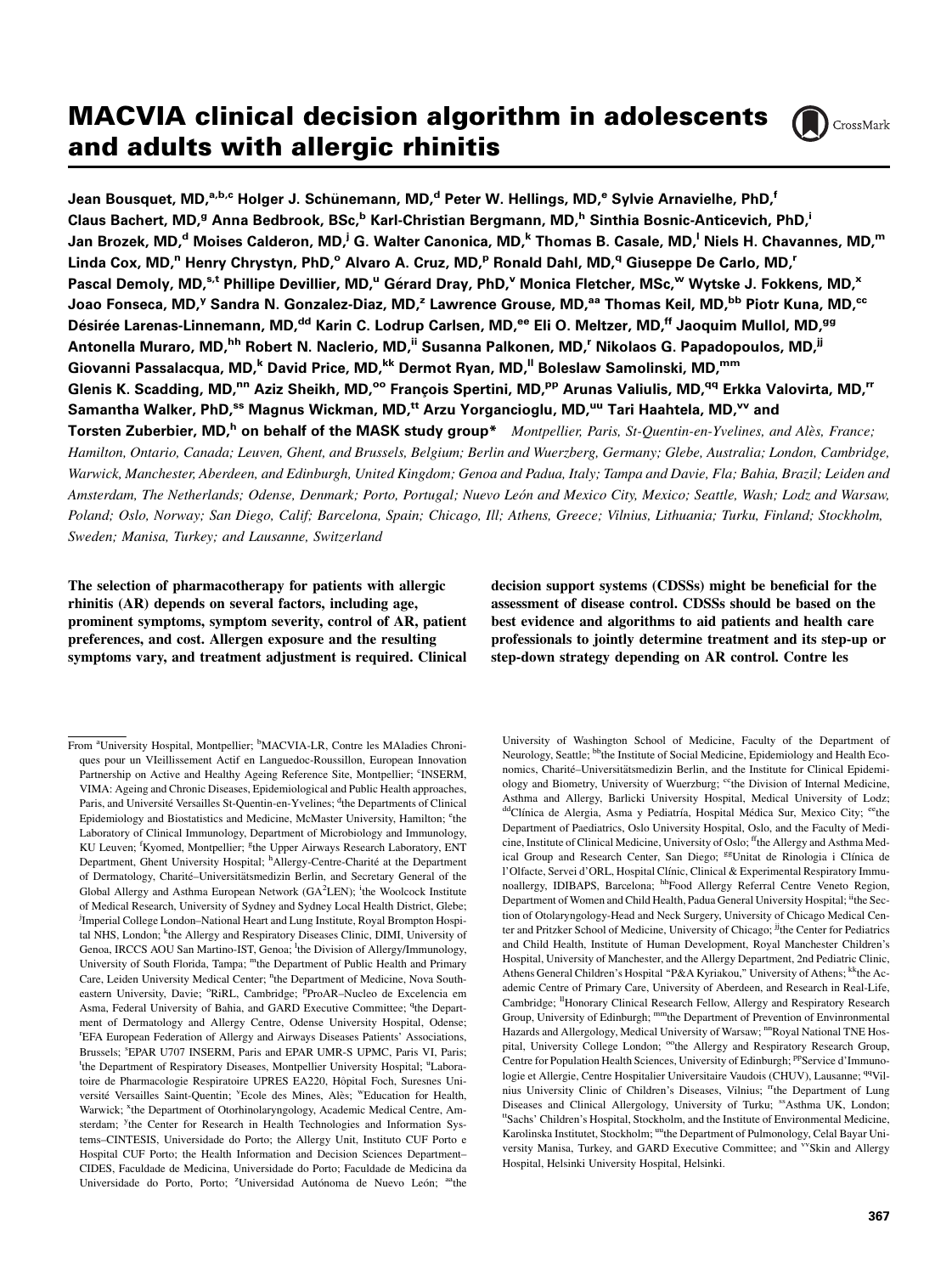# MACVIA clinical decision algorithm in adolescents and adults with allergic rhinitis

**Jean Bousquet, MD,[a,b,c] Holger J. Schünemann, MD,[d] Peter W. Hellings, MD,[e] Sylvie Arnavielhe, PhD,[f] Claus Bachert, MD,[g] Anna Bedbrook, BSc,[b] Karl-Christian Bergmann, MD,[h] Sinthia Bosnic-Anticevich, PhD,[i] Jan Brozek, MD,[d] Moises Calderon, MD,[j] G. Walter Canonica, MD,[k] Thomas B. Casale, MD,[l] Niels H. Chavannes, MD,[m] Linda Cox, MD,[n] Henry Chrystyn, PhD,[o] Alvaro A. Cruz, MD,[p] Ronald Dahl, MD,[q] Giuseppe De Carlo, MD,[r] Pascal Demoly, MD,[s,t] Phillipe Devillier, MD,[u] Gérard Dray, PhD,[v] Monica Fletcher, MSc,[w] Wytske J. Fokkens, MD,[x] Joao Fonseca, MD,[y] Sandra N. Gonzalez-Diaz, MD,[z] Lawrence Grouse, MD,[aa] Thomas Keil, MD,[bb] Piotr Kuna, MD,[cc] Désirée Larenas-Linnemann, MD,[dd] Karin C. Lodrup Carlsen, MD,[ee] Eli O. Meltzer, MD,[ff] Jaoquim Mullol, MD,[gg] Antonella Muraro, MD,[hh] Robert N. Naclerio, MD,[ii] Susanna Palkonen, MD,[r] Nikolaos G. Papadopoulos, MD,[jj] Giovanni Passalacqua, MD,[k] David Price, MD,[kk] Dermot Ryan, MD,[ll] Boleslaw Samolinski, MD,[mm] Glenis K. Scadding, MD,[nn] Aziz Sheikh, MD,[oo] François Spertini, MD,[pp] Arunas Valiulis, MD,[qq] Erkka Valovirta, MD,[rr] Samantha Walker, PhD,[ss] Magnus Wickman, MD,[tt] Arzu Yorgancioglu, MD,[uu] Tari Haahtela, MD,[vv] and Torsten Zuberbier, MD,[h] on behalf of the MASK study group*** *Montpellier, Paris, St-Quentin-en-Yvelines, and Alès, France; Hamilton, Ontario, Canada; Leuven, Ghent, and Brussels, Belgium; Berlin and Wuerzberg, Germany; Glebe, Australia; London, Cambridge, Warwick, Manchester, Aberdeen, and Edinburgh, United Kingdom; Genoa and Padua, Italy; Tampa and Davie, Fla; Bahia, Brazil; Leiden and Amsterdam, The Netherlands; Odense, Denmark; Porto, Portugal; Nuevo León and Mexico City, Mexico; Seattle, Wash; Lodz and Warsaw, Poland; Oslo, Norway; San Diego, Calif; Barcelona, Spain; Chicago, Ill; Athens, Greece; Vilnius, Lithuania; Turku, Finland; Stockholm, Sweden; Manisa, Turkey; and Lausanne, Switzerland*

**The selection of pharmacotherapy for patients with allergic rhinitis (AR) depends on several factors, including age, prominent symptoms, symptom severity, control of AR, patient preferences, and cost. Allergen exposure and the resulting symptoms vary, and treatment adjustment is required. Clinical decision support systems (CDSSs) might be beneficial for the assessment of disease control. CDSSs should be based on the best evidence and algorithms to aid patients and health care professionals to jointly determine treatment and its step-up or step-down strategy depending on AR control. Contre les**

From [a]University Hospital, Montpellier; [b]MACVIA-LR, Contre les MAladies Chroniques pour un VIeillissement Actif en Languedoc-Roussillon, European Innovation Partnership on Active and Healthy Ageing Reference Site, Montpellier; [c]INSERM, VIMA: Ageing and Chronic Diseases, Epidemiological and Public Health approaches, Paris, and Université Versailles St-Quentin-en-Yvelines; [d]the Departments of Clinical Epidemiology and Biostatistics and Medicine, McMaster University, Hamilton; [e]the Laboratory of Clinical Immunology, Department of Microbiology and Immunology, KU Leuven; [f]Kyomed, Montpellier; [g]the Upper Airways Research Laboratory, ENT Department, Ghent University Hospital; [h]Allergy-Centre-Charité at the Department of Dermatology, Charité–Universitätsmedizin Berlin, and Secretary General of the Global Allergy and Asthma European Network (GA$^2$LEN); [i]the Woolcock Institute of Medical Research, University of Sydney and Sydney Local Health District, Glebe; [j]Imperial College London–National Heart and Lung Institute, Royal Brompton Hospital NHS, London; [k]the Allergy and Respiratory Diseases Clinic, DIMI, University of Genoa, IRCCS AOU San Martino-IST, Genoa; [l]the Division of Allergy/Immunology, University of South Florida, Tampa; [m]the Department of Public Health and Primary Care, Leiden University Medical Center; [n]the Department of Medicine, Nova Southeastern University, Davie; [o]RiRL, Cambridge; [p]ProAR–Nucleo de Excelencia em Asma, Federal University of Bahia, and GARD Executive Committee; [q]the Department of Dermatology and Allergy Centre, Odense University Hospital, Odense; [r]EFA European Federation of Allergy and Airways Diseases Patients' Associations, Brussels; [s]EPAR U707 INSERM, Paris and EPAR UMR-S UPMC, Paris VI, Paris; [t]the Department of Respiratory Diseases, Montpellier University Hospital; [u]Laboratoire de Pharmacologie Respiratoire UPRES EA220, Hôpital Foch, Suresnes Université Versailles Saint-Quentin; [v]Ecole des Mines, Alès; [w]Education for Health, Warwick; [x]the Department of Otorhinolaryngology, Academic Medical Centre, Amsterdam; [y]the Center for Research in Health Technologies and Information Systems–CINTESIS, Universidade do Porto; the Allergy Unit, Instituto CUF Porto e Hospital CUF Porto; the Health Information and Decision Sciences Department–CIDES, Faculdade de Medicina, Universidade do Porto; Faculdade de Medicina da Universidade do Porto, Porto; [z]Universidad Autónoma de Nuevo León; [aa]the University of Washington School of Medicine, Faculty of the Department of Neurology, Seattle; [bb]the Institute of Social Medicine, Epidemiology and Health Economics, Charité–Universitätsmedizin Berlin, and the Institute for Clinical Epidemiology and Biometry, University of Wuerzburg; [cc]the Division of Internal Medicine, Asthma and Allergy, Barlicki University Hospital, Medical University of Lodz; [dd]Clínica de Alergia, Asma y Pediatría, Hospital Médica Sur, Mexico City; [ee]the Department of Paediatrics, Oslo University Hospital, Oslo, and the Faculty of Medicine, Institute of Clinical Medicine, University of Oslo; [ff]the Allergy and Asthma Medical Group and Research Center, San Diego; [gg]Unitat de Rinologia i Clínica de l'Olfacte, Servei d'ORL, Hospital Clínic, Clinical & Experimental Respiratory Immunoallergy, IDIBAPS, Barcelona; [hh]Food Allergy Referral Centre Veneto Region, Department of Women and Child Health, Padua General University Hospital; [ii]the Section of Otolaryngology-Head and Neck Surgery, University of Chicago Medical Center and Pritzker School of Medicine, University of Chicago; [jj]the Center for Pediatrics and Child Health, Institute of Human Development, Royal Manchester Children's Hospital, University of Manchester, and the Allergy Department, 2nd Pediatric Clinic, Athens General Children's Hospital "P&A Kyriakou," University of Athens; [kk]the Academic Centre of Primary Care, University of Aberdeen, and Research in Real-Life, Cambridge; [ll]Honorary Clinical Research Fellow, Allergy and Respiratory Research Group, University of Edinburgh; [mm]the Department of Prevention of Envinronmental Hazards and Allergology, Medical University of Warsaw; [nn]Royal National TNE Hospital, University College London; [oo]the Allergy and Respiratory Research Group, Centre for Population Health Sciences, University of Edinburgh; [pp]Service d'Immunologie et Allergie, Centre Hospitalier Universitaire Vaudois (CHUV), Lausanne; [qq]Vilnius University Clinic of Children's Diseases, Vilnius; [rr]the Department of Lung Diseases and Clinical Allergology, University of Turku; [ss]Asthma UK, London; [tt]Sachs' Children's Hospital, Stockholm, and the Institute of Environmental Medicine, Karolinska Institutet, Stockholm; [uu]the Department of Pulmonology, Celal Bayar University Manisa, Turkey, and GARD Executive Committee; and [vv]Skin and Allergy Hospital, Helsinki University Hospital, Helsinki.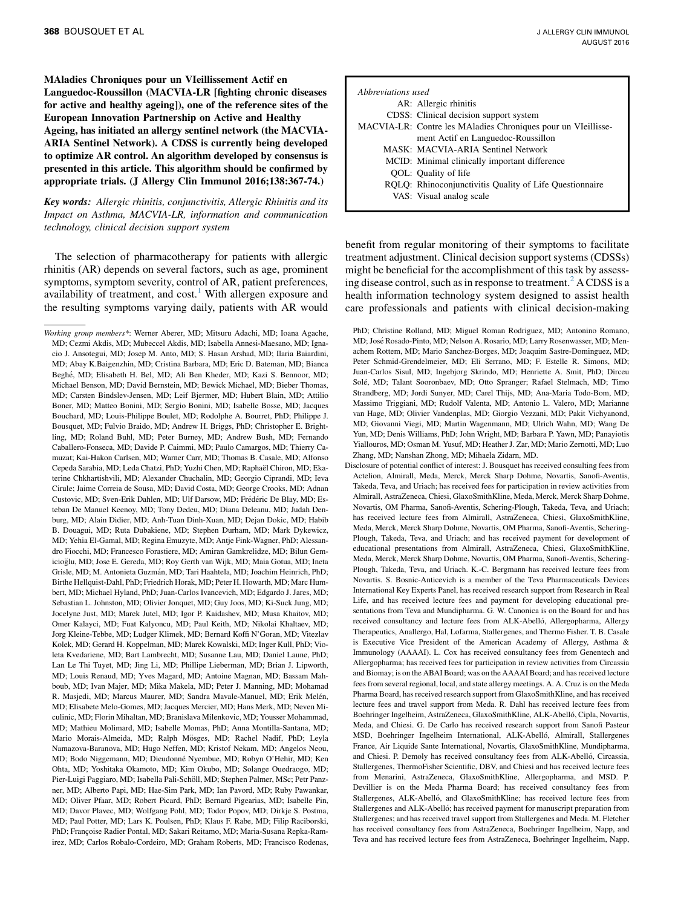**MAladies Chroniques pour un VIeillissement Actif en Languedoc-Roussillon (MACVIA-LR [fighting chronic diseases for active and healthy ageing]), one of the reference sites of the European Innovation Partnership on Active and Healthy Ageing, has initiated an allergy sentinel network (the MACVIA-ARIA Sentinel Network). A CDSS is currently being developed to optimize AR control. An algorithm developed by consensus is presented in this article. This algorithm should be confirmed by appropriate trials. (J Allergy Clin Immunol 2016;138:367-74.)**

***Key words:** Allergic rhinitis, conjunctivitis, Allergic Rhinitis and its Impact on Asthma, MACVIA-LR, information and communication technology, clinical decision support system*

| *Abbreviations used* | |
|---|---|
| AR: | Allergic rhinitis |
| CDSS: | Clinical decision support system |
| MACVIA-LR: | Contre les MAladies Chroniques pour un VIeillissement Actif en Languedoc-Roussillon |
| MASK: | MACVIA-ARIA Sentinel Network |
| MCID: | Minimal clinically important difference |
| QOL: | Quality of life |
| RQLQ: | Rhinoconjunctivitis Quality of Life Questionnaire |
| VAS: | Visual analog scale |

The selection of pharmacotherapy for patients with allergic rhinitis (AR) depends on several factors, such as age, prominent symptoms, symptom severity, control of AR, patient preferences, availability of treatment, and cost.[1] With allergen exposure and the resulting symptoms varying daily, patients with AR would benefit from regular monitoring of their symptoms to facilitate treatment adjustment. Clinical decision support systems (CDSSs) might be beneficial for the accomplishment of this task by assessing disease control, such as in response to treatment.[2] A CDSS is a health information technology system designed to assist health care professionals and patients with clinical decision-making

*Working group members*\*: Werner Aberer, MD; Mitsuru Adachi, MD; Ioana Agache, MD; Cezmi Akdis, MD; Mubeccel Akdis, MD; Isabella Annesi-Maesano, MD; Ignacio J. Ansotegui, MD; Josep M. Anto, MD; S. Hasan Arshad, MD; Ilaria Baiardini, MD; Abay K.Baigenzhin, MD; Cristina Barbara, MD; Eric D. Bateman, MD; Bianca Beghé, MD; Elisabeth H. Bel, MD; Ali Ben Kheder, MD; Kazi S. Bennoor, MD; Michael Benson, MD; David Bernstein, MD; Bewick Michael, MD; Bieber Thomas, MD; Carsten Bindslev-Jensen, MD; Leif Bjermer, MD; Hubert Blain, MD; Attilio Boner, MD; Matteo Bonini, MD; Sergio Bonini, MD; Isabelle Bosse, MD; Jacques Bouchard, MD; Louis-Philippe Boulet, MD; Rodolphe A. Bourret, PhD; Philippe J. Bousquet, MD; Fulvio Braido, MD; Andrew H. Briggs, PhD; Christopher E. Brightling, MD; Roland Buhl, MD; Peter Burney, MD; Andrew Bush, MD; Fernando Caballero-Fonseca, MD; Davide P. Caimmi, MD; Paulo Camargos, MD; Thierry Camuzat; Kai-Hakon Carlsen, MD; Warner Carr, MD; Thomas B. Casale, MD; Alfonso Cepeda Sarabia, MD; Leda Chatzi, PhD; Yuzhi Chen, MD; Raphaël Chiron, MD; Ekaterine Chkhartishvili, MD; Alexander Chuchalin, MD; Georgio Ciprandi, MD; Ieva Cirule; Jaime Correia de Sousa, MD; David Costa, MD; George Crooks, MD; Adnan Custovic, MD; Sven-Erik Dahlen, MD; Ulf Darsow, MD; Frédéric De Blay, MD; Esteban De Manuel Keenoy, MD; Tony Dedeu, MD; Diana Deleanu, MD; Judah Denburg, MD; Alain Didier, MD; Anh-Tuan Dinh-Xuan, MD; Dejan Dokic, MD; Habib B. Douagui, MD; Ruta Dubakiene, MD; Stephen Durham, MD; Mark Dykewicz, MD; Yehia El-Gamal, MD; Regina Emuzyte, MD; Antje Fink-Wagner, PhD; Alessandro Fiocchi, MD; Francesco Forastiere, MD; Amiran Gamkrelidze, MD; Bilun Gemicioğlu, MD; Jose E. Gereda, MD; Roy Gerth van Wijk, MD; Maia Gotua, MD; Ineta Grisle, MD; M. Antonieta Guzmán, MD; Tari Haahtela, MD; Joachim Heinrich, PhD; Birthe Hellquist-Dahl, PhD; Friedrich Horak, MD; Peter H. Howarth, MD; Marc Humbert, MD; Michael Hyland, PhD; Juan-Carlos Ivancevich, MD; Edgardo J. Jares, MD; Sebastian L. Johnston, MD; Olivier Jonquet, MD; Guy Joos, MD; Ki-Suck Jung, MD; Jocelyne Just, MD; Marek Jutel, MD; Igor P. Kaidashev, MD; Musa Khaitov, MD; Omer Kalayci, MD; Fuat Kalyoncu, MD; Paul Keith, MD; Nikolai Khaltaev, MD; Jorg Kleine-Tebbe, MD; Ludger Klimek, MD; Bernard Koffi N'Goran, MD; Vitezlav Kolek, MD; Gerard H. Koppelman, MD; Marek Kowalski, MD; Inger Kull, PhD; Violeta Kvedariene, MD; Bart Lambrecht, MD; Susanne Lau, MD; Daniel Laune, PhD; Lan Le Thi Tuyet, MD; Jing Li, MD; Phillipe Lieberman, MD; Brian J. Lipworth, MD; Louis Renaud, MD; Yves Magard, MD; Antoine Magnan, MD; Bassam Mahboub, MD; Ivan Majer, MD; Mika Makela, MD; Peter J. Manning, MD; Mohamad R. Masjedi, MD; Marcus Maurer, MD; Sandra Mavale-Manuel, MD; Erik Melén, MD; Elisabete Melo-Gomes, MD; Jacques Mercier, MD; Hans Merk, MD; Neven Miculinic, MD; Florin Mihaltan, MD; Branislava Milenkovic, MD; Yousser Mohammad, MD; Mathieu Molimard, MD; Isabelle Momas, PhD; Anna Montilla-Santana, MD; Mario Morais-Almeida, MD; Ralph Mösges, MD; Rachel Nadif, PhD; Leyla Namazova-Baranova, MD; Hugo Neffen, MD; Kristof Nekam, MD; Angelos Neou, MD; Bodo Niggemann, MD; Dieudonné Nyembue, MD; Robyn O'Hehir, MD; Ken Ohta, MD; Yoshitaka Okamoto, MD; Kim Okubo, MD; Solange Ouedraogo, MD; Pier-Luigi Paggiaro, MD; Isabella Pali-Schöll, MD; Stephen Palmer, MSc; Petr Panzner, MD; Alberto Papi, MD; Hae-Sim Park, MD; Ian Pavord, MD; Ruby Pawankar, MD; Oliver Pfaar, MD; Robert Picard, PhD; Bernard Pigearias, MD; Isabelle Pin, MD; Davor Plavec, MD; Wolfgang Pohl, MD; Todor Popov, MD; Dirkje S. Postma, MD; Paul Potter, MD; Lars K. Poulsen, PhD; Klaus F. Rabe, MD; Filip Raciborski, PhD; Françoise Radier Pontal, MD; Sakari Reitamo, MD; Maria-Susana Repka-Ramirez, MD; Carlos Robalo-Cordeiro, MD; Graham Roberts, MD; Francisco Rodenas, PhD; Christine Rolland, MD; Miguel Roman Rodriguez, MD; Antonino Romano, MD; José Rosado-Pinto, MD; Nelson A. Rosario, MD; Larry Rosenwasser, MD; Menachem Rottem, MD; Mario Sanchez-Borges, MD; Joaquim Sastre-Dominguez, MD; Peter Schmid-Grendelmeier, MD; Eli Serrano, MD; F. Estelle R. Simons, MD; Juan-Carlos Sisul, MD; Ingebjorg Skrindo, MD; Henriette A. Smit, PhD; Dirceu Solé, MD; Talant Sooronbaev, MD; Otto Spranger; Rafael Stelmach, MD; Timo Strandberg, MD; Jordi Sunyer, MD; Carel Thijs, MD; Ana-Maria Todo-Bom, MD; Massimo Triggiani, MD; Rudolf Valenta, MD; Antonio L. Valero, MD; Marianne van Hage, MD; Olivier Vandenplas, MD; Giorgio Vezzani, MD; Pakit Vichyanond, MD; Giovanni Viegi, MD; Martin Wagenmann, MD; Ulrich Wahn, MD; Wang De Yun, MD; Denis Williams, PhD; John Wright, MD; Barbara P. Yawn, MD; Panayiotis Yiallouros, MD; Osman M. Yusuf, MD; Heather J. Zar, MD; Mario Zernotti, MD; Luo Zhang, MD; Nanshan Zhong, MD; Mihaela Zidarn, MD.

Disclosure of potential conflict of interest: J. Bousquet has received consulting fees from Actelion, Almirall, Meda, Merck, Merck Sharp Dohme, Novartis, Sanofi-Aventis, Takeda, Teva, and Uriach; has received fees for participation in review activities from Almirall, AstraZeneca, Chiesi, GlaxoSmithKline, Meda, Merck, Merck Sharp Dohme, Novartis, OM Pharma, Sanofi-Aventis, Schering-Plough, Takeda, Teva, and Uriach; has received lecture fees from Almirall, AstraZeneca, Chiesi, GlaxoSmithKline, Meda, Merck, Merck Sharp Dohme, Novartis, OM Pharma, Sanofi-Aventis, Schering-Plough, Takeda, Teva, and Uriach; and has received payment for development of educational presentations from Almirall, AstraZeneca, Chiesi, GlaxoSmithKline, Meda, Merck, Merck Sharp Dohme, Novartis, OM Pharma, Sanofi-Aventis, Schering-Plough, Takeda, Teva, and Uriach. K.-C. Bergmann has received lecture fees from Novartis. S. Bosnic-Anticevich is a member of the Teva Pharmaceuticals Devices International Key Experts Panel, has received research support from Research in Real Life, and has received lecture fees and payment for developing educational presentations from Teva and Mundipharma. G. W. Canonica is on the Board for and has received consultancy and lecture fees from ALK-Abelló, Allergopharma, Allergy Therapeutics, Anallergo, Hal, Lofarma, Stallergenes, and Thermo Fisher. T. B. Casale is Executive Vice President of the American Academy of Allergy, Asthma & Immunology (AAAAI). L. Cox has received consultancy fees from Genentech and Allergopharma; has received fees for participation in review activities from Circassia and Biomay; is on the ABAI Board; was on the AAAAI Board; and has received lecture fees from several regional, local, and state allergy meetings. A. A. Cruz is on the Meda Pharma Board, has received research support from GlaxoSmithKline, and has received lecture fees and travel support from Meda. R. Dahl has received lecture fees from Boehringer Ingelheim, AstraZeneca, GlaxoSmithKline, ALK-Abelló, Cipla, Novartis, Meda, and Chiesi. G. De Carlo has received research support from Sanofi Pasteur MSD, Boehringer Ingelheim International, ALK-Abelló, Almirall, Stallergenes France, Air Liquide Sante International, Novartis, GlaxoSmithKline, Mundipharma, and Chiesi. P. Demoly has received consultancy fees from ALK-Abelló, Circassia, Stallergenes, ThermoFisher Scientific, DBV, and Chiesi and has received lecture fees from Menarini, AstraZeneca, GlaxoSmithKline, Allergopharma, and MSD. P. Devillier is on the Meda Pharma Board; has received consultancy fees from Stallergenes, ALK-Abelló, and GlaxoSmithKline; has received lecture fees from Stallergenes and ALK-Abelló; has received payment for manuscript preparation from Stallergenes; and has received travel support from Stallergenes and Meda. M. Fletcher has received consultancy fees from AstraZeneca, Boehringer Ingelheim, Napp, and Teva and has received lecture fees from AstraZeneca, Boehringer Ingelheim, Napp,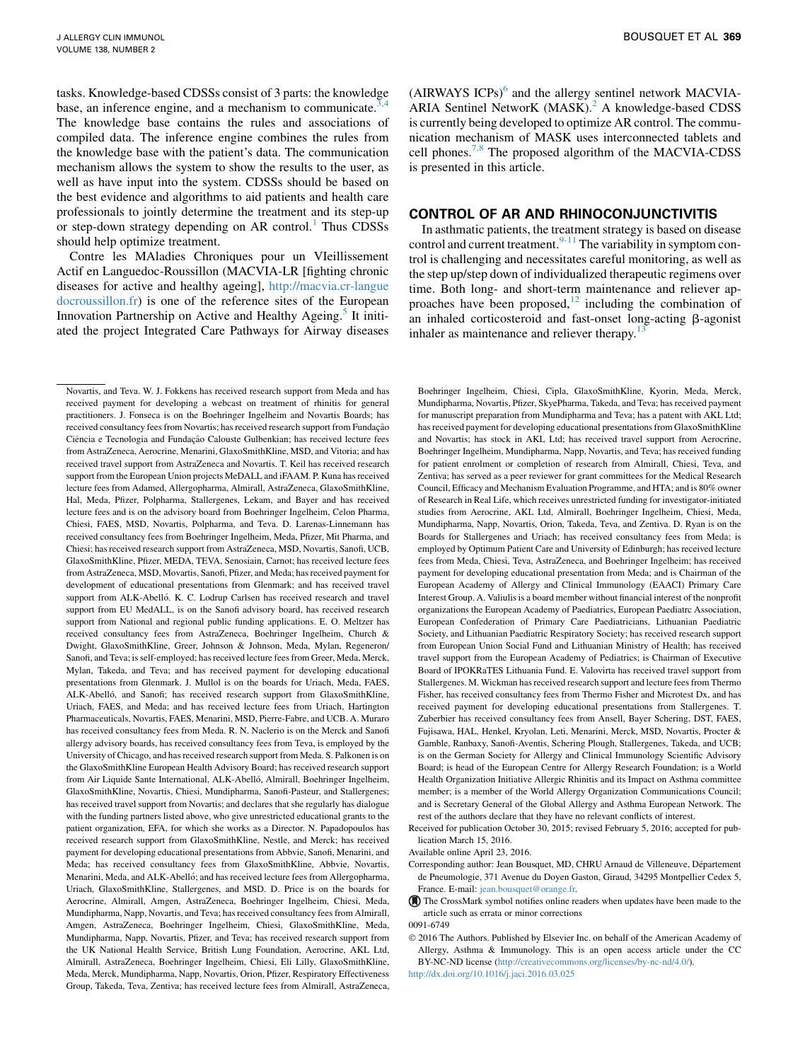tasks. Knowledge-based CDSSs consist of 3 parts: the knowledge base, an inference engine, and a mechanism to communicate.[3,4] The knowledge base contains the rules and associations of compiled data. The inference engine combines the rules from the knowledge base with the patient's data. The communication mechanism allows the system to show the results to the user, as well as have input into the system. CDSSs should be based on the best evidence and algorithms to aid patients and health care professionals to jointly determine the treatment and its step-up or step-down strategy depending on AR control.[1] Thus CDSSs should help optimize treatment.

Contre les MAladies Chroniques pour un VIeillissement Actif en Languedoc-Roussillon (MACVIA-LR [fighting chronic diseases for active and healthy ageing], http://macvia.cr-languedocroussillon.fr) is one of the reference sites of the European Innovation Partnership on Active and Healthy Ageing.[5] It initiated the project Integrated Care Pathways for Airway diseases (AIRWAYS ICPs)[6] and the allergy sentinel network MACVIA-ARIA Sentinel NetworK (MASK).[2] A knowledge-based CDSS is currently being developed to optimize AR control. The communication mechanism of MASK uses interconnected tablets and cell phones.[7,8] The proposed algorithm of the MACVIA-CDSS is presented in this article.

## CONTROL OF AR AND RHINOCONJUNCTIVITIS

In asthmatic patients, the treatment strategy is based on disease control and current treatment.[9-11] The variability in symptom control is challenging and necessitates careful monitoring, as well as the step up/step down of individualized therapeutic regimens over time. Both long- and short-term maintenance and reliever approaches have been proposed,[12] including the combination of an inhaled corticosteroid and fast-onset long-acting β-agonist inhaler as maintenance and reliever therapy.[13]

---

Novartis, and Teva. W. J. Fokkens has received research support from Meda and has received payment for developing a webcast on treatment of rhinitis for general practitioners. J. Fonseca is on the Boehringer Ingelheim and Novartis Boards; has received consultancy fees from Novartis; has received research support from Fundação Ciência e Tecnologia and Fundação Calouste Gulbenkian; has received lecture fees from AstraZeneca, Aerocrine, Menarini, GlaxoSmithKline, MSD, and Vitoria; and has received travel support from AstraZeneca and Novartis. T. Keil has received research support from the European Union projects MeDALL and iFAAM. P. Kuna has received lecture fees from Adamed, Allergopharma, Almirall, AstraZeneca, GlaxoSmithKline, Hal, Meda, Pfizer, Polpharma, Stallergenes, Lekam, and Bayer and has received lecture fees and is on the advisory board from Boehringer Ingelheim, Celon Pharma, Chiesi, FAES, MSD, Novartis, Polpharma, and Teva. D. Larenas-Linnemann has received consultancy fees from Boehringer Ingelheim, Meda, Pfizer, Mit Pharma, and Chiesi; has received research support from AstraZeneca, MSD, Novartis, Sanofi, UCB, GlaxoSmithKline, Pfizer, MEDA, TEVA, Senosiain, Carnot; has received lecture fees from AstraZeneca, MSD, Movartis, Sanofi, Pfizer, and Meda; has received payment for development of educational presentations from Glenmark; and has received travel support from ALK-Abelló. K. C. Lodrup Carlsen has received research and travel support from EU MedALL, is on the Sanofi advisory board, has received research support from National and regional public funding applications. E. O. Meltzer has received consultancy fees from AstraZeneca, Boehringer Ingelheim, Church & Dwight, GlaxoSmithKline, Greer, Johnson & Johnson, Meda, Mylan, Regeneron/Sanofi, and Teva; is self-employed; has received lecture fees from Greer, Meda, Merck, Mylan, Takeda, and Teva; and has received payment for developing educational presentations from Glenmark. J. Mullol is on the boards for Uriach, Meda, FAES, ALK-Abelló, and Sanofi; has received research support from GlaxoSmithKline, Uriach, FAES, and Meda; and has received lecture fees from Uriach, Hartington Pharmaceuticals, Novartis, FAES, Menarini, MSD, Pierre-Fabre, and UCB. A. Muraro has received consultancy fees from Meda. R. N. Naclerio is on the Merck and Sanofi allergy advisory boards, has received consultancy fees from Teva, is employed by the University of Chicago, and has received research support from Meda. S. Palkonen is on the GlaxoSmithKline European Health Advisory Board; has received research support from Air Liquide Sante International, ALK-Abelló, Almirall, Boehringer Ingelheim, GlaxoSmithKline, Novartis, Chiesi, Mundipharma, Sanofi-Pasteur, and Stallergenes; has received travel support from Novartis; and declares that she regularly has dialogue with the funding partners listed above, who give unrestricted educational grants to the patient organization, EFA, for which she works as a Director. N. Papadopoulos has received research support from GlaxoSmithKline, Nestle, and Merck; has received payment for developing educational presentations from Abbvie, Sanofi, Menarini, and Meda; has received consultancy fees from GlaxoSmithKline, Abbvie, Novartis, Menarini, Meda, and ALK-Abelló; and has received lecture fees from Allergopharma, Uriach, GlaxoSmithKline, Stallergenes, and MSD. D. Price is on the boards for Aerocrine, Almirall, Amgen, AstraZeneca, Boehringer Ingelheim, Chiesi, Meda, Mundipharma, Napp, Novartis, and Teva; has received consultancy fees from Almirall, Amgen, AstraZeneca, Boehringer Ingelheim, Chiesi, GlaxoSmithKline, Meda, Mundipharma, Napp, Novartis, Pfizer, and Teva; has received research support from the UK National Health Service, British Lung Foundation, Aerocrine, AKL Ltd, Almirall, AstraZeneca, Boehringer Ingelheim, Chiesi, Eli Lilly, GlaxoSmithKline, Meda, Merck, Mundipharma, Napp, Novartis, Orion, Pfizer, Respiratory Effectiveness Group, Takeda, Teva, Zentiva; has received lecture fees from Almirall, AstraZeneca, Boehringer Ingelheim, Chiesi, Cipla, GlaxoSmithKline, Kyorin, Meda, Merck, Mundipharma, Novartis, Pfizer, SkyePharma, Takeda, and Teva; has received payment for manuscript preparation from Mundipharma and Teva; has a patent with AKL Ltd; has received payment for developing educational presentations from GlaxoSmithKline and Novartis; has stock in AKL Ltd; has received travel support from Aerocrine, Boehringer Ingelheim, Mundipharma, Napp, Novartis, and Teva; has received funding for patient enrolment or completion of research from Almirall, Chiesi, Teva, and Zentiva; has served as a peer reviewer for grant committees for the Medical Research Council, Efficacy and Mechanism Evaluation Programme, and HTA; and is 80% owner of Research in Real Life, which receives unrestricted funding for investigator-initiated studies from Aerocrine, AKL Ltd, Almirall, Boehringer Ingelheim, Chiesi, Meda, Mundipharma, Napp, Novartis, Orion, Takeda, Teva, and Zentiva. D. Ryan is on the Boards for Stallergenes and Uriach; has received consultancy fees from Meda; is employed by Optimum Patient Care and University of Edinburgh; has received lecture fees from Meda, Chiesi, Teva, AstraZeneca, and Boehringer Ingelheim; has received payment for developing educational presentation from Meda; and is Chairman of the European Academy of Allergy and Clinical Immunology (EAACI) Primary Care Interest Group. A. Valiulis is a board member without financial interest of the nonprofit organizations the European Academy of Paediatrics, European Paediatrc Association, European Confederation of Primary Care Paediatricians, Lithuanian Paediatric Society, and Lithuanian Paediatric Respiratory Society; has received research support from European Union Social Fund and Lithuanian Ministry of Health; has received travel support from the European Academy of Pediatrics; is Chairman of Executive Board of IPOKRaTES Lithuania Fund. E. Valovirta has received travel support from Stallergenes. M. Wickman has received research support and lecture fees from Thermo Fisher, has received consultancy fees from Thermo Fisher and Microtest Dx, and has received payment for developing educational presentations from Stallergenes. T. Zuberbier has received consultancy fees from Ansell, Bayer Schering, DST, FAES, Fujisawa, HAL, Henkel, Kryolan, Leti, Menarini, Merck, MSD, Novartis, Procter & Gamble, Ranbaxy, Sanofi-Aventis, Schering Plough, Stallergenes, Takeda, and UCB; is on the German Society for Allergy and Clinical Immunology Scientific Advisory Board; is head of the European Centre for Allergy Research Foundation; is a World Health Organization Initiative Allergic Rhinitis and its Impact on Asthma committee member; is a member of the World Allergy Organization Communications Council; and is Secretary General of the Global Allergy and Asthma European Network. The rest of the authors declare that they have no relevant conflicts of interest.

Received for publication October 30, 2015; revised February 5, 2016; accepted for publication March 15, 2016.

Available online April 23, 2016.

Corresponding author: Jean Bousquet, MD, CHRU Arnaud de Villeneuve, Département de Pneumologie, 371 Avenue du Doyen Gaston, Giraud, 34295 Montpellier Cedex 5, France. E-mail: jean.bousquet@orange.fr.

The CrossMark symbol notifies online readers when updates have been made to the article such as errata or minor corrections

0091-6749

© 2016 The Authors. Published by Elsevier Inc. on behalf of the American Academy of Allergy, Asthma & Immunology. This is an open access article under the CC BY-NC-ND license (http://creativecommons.org/licenses/by-nc-nd/4.0/).

http://dx.doi.org/10.1016/j.jaci.2016.03.025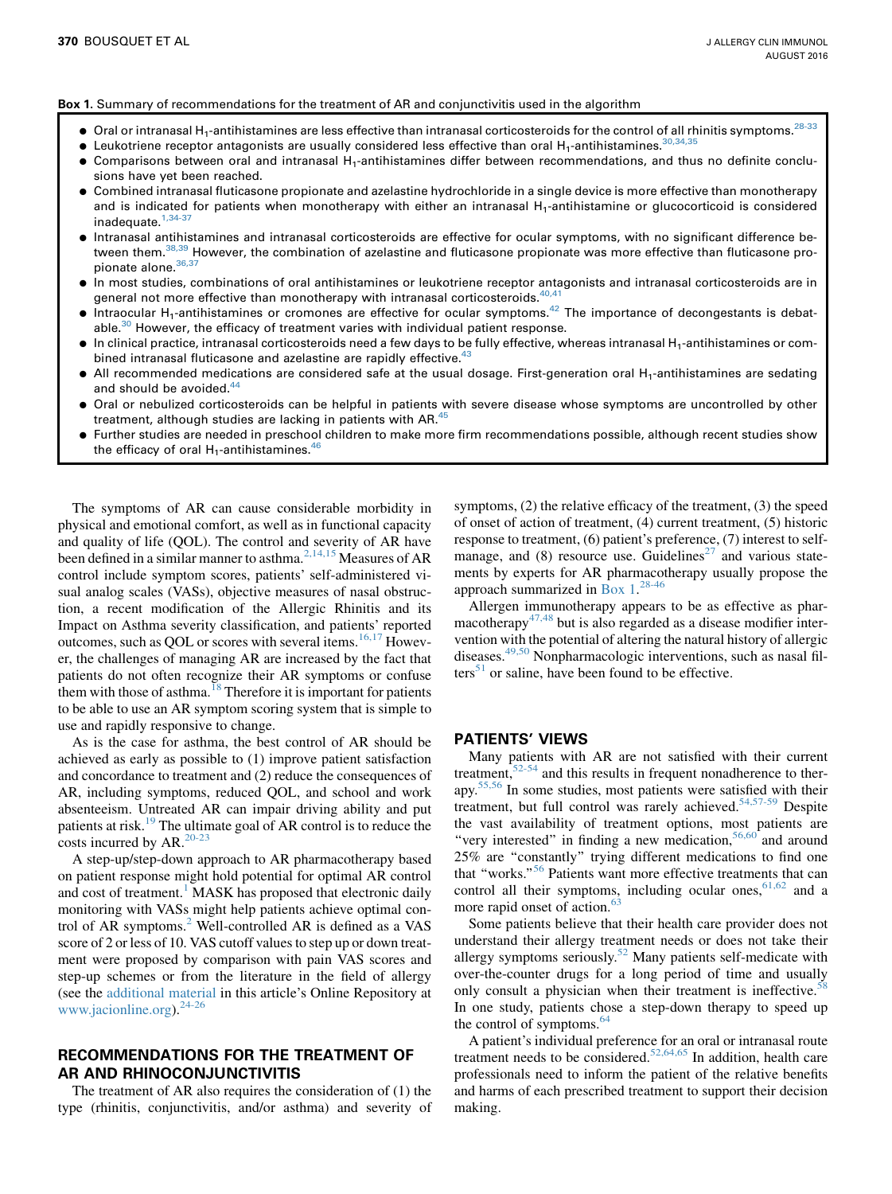**Box 1.** Summary of recommendations for the treatment of AR and conjunctivitis used in the algorithm

- Oral or intranasal $H_1$-antihistamines are less effective than intranasal corticosteroids for the control of all rhinitis symptoms.[28-33]
- Leukotriene receptor antagonists are usually considered less effective than oral $H_1$-antihistamines.[30,34,35]
- Comparisons between oral and intranasal $H_1$-antihistamines differ between recommendations, and thus no definite conclusions have yet been reached.
- Combined intranasal fluticasone propionate and azelastine hydrochloride in a single device is more effective than monotherapy and is indicated for patients when monotherapy with either an intranasal $H_1$-antihistamine or glucocorticoid is considered inadequate.[1,34-37]
- Intranasal antihistamines and intranasal corticosteroids are effective for ocular symptoms, with no significant difference between them.[38,39] However, the combination of azelastine and fluticasone propionate was more effective than fluticasone propionate alone.[36,37]
- In most studies, combinations of oral antihistamines or leukotriene receptor antagonists and intranasal corticosteroids are in general not more effective than monotherapy with intranasal corticosteroids.[40,41]
- Intraocular $H_1$-antihistamines or cromones are effective for ocular symptoms.[42] The importance of decongestants is debatable.[30] However, the efficacy of treatment varies with individual patient response.
- In clinical practice, intranasal corticosteroids need a few days to be fully effective, whereas intranasal $H_1$-antihistamines or combined intranasal fluticasone and azelastine are rapidly effective.[43]
- All recommended medications are considered safe at the usual dosage. First-generation oral $H_1$-antihistamines are sedating and should be avoided.[44]
- Oral or nebulized corticosteroids can be helpful in patients with severe disease whose symptoms are uncontrolled by other treatment, although studies are lacking in patients with AR.[45]
- Further studies are needed in preschool children to make more firm recommendations possible, although recent studies show the efficacy of oral $H_1$-antihistamines.[46]

The symptoms of AR can cause considerable morbidity in physical and emotional comfort, as well as in functional capacity and quality of life (QOL). The control and severity of AR have been defined in a similar manner to asthma.[2,14,15] Measures of AR control include symptom scores, patients' self-administered visual analog scales (VASs), objective measures of nasal obstruction, a recent modification of the Allergic Rhinitis and its Impact on Asthma severity classification, and patients' reported outcomes, such as QOL or scores with several items.[16,17] However, the challenges of managing AR are increased by the fact that patients do not often recognize their AR symptoms or confuse them with those of asthma.[18] Therefore it is important for patients to be able to use an AR symptom scoring system that is simple to use and rapidly responsive to change.

As is the case for asthma, the best control of AR should be achieved as early as possible to (1) improve patient satisfaction and concordance to treatment and (2) reduce the consequences of AR, including symptoms, reduced QOL, and school and work absenteeism. Untreated AR can impair driving ability and put patients at risk.[19] The ultimate goal of AR control is to reduce the costs incurred by AR.[20-23]

A step-up/step-down approach to AR pharmacotherapy based on patient response might hold potential for optimal AR control and cost of treatment.[1] MASK has proposed that electronic daily monitoring with VASs might help patients achieve optimal control of AR symptoms.[2] Well-controlled AR is defined as a VAS score of 2 or less of 10. VAS cutoff values to step up or down treatment were proposed by comparison with pain VAS scores and step-up schemes or from the literature in the field of allergy (see the additional material in this article's Online Repository at www.jacionline.org).[24-26]

## RECOMMENDATIONS FOR THE TREATMENT OF AR AND RHINOCONJUNCTIVITIS

The treatment of AR also requires the consideration of (1) the type (rhinitis, conjunctivitis, and/or asthma) and severity of symptoms, (2) the relative efficacy of the treatment, (3) the speed of onset of action of treatment, (4) current treatment, (5) historic response to treatment, (6) patient's preference, (7) interest to self-manage, and (8) resource use. Guidelines[27] and various statements by experts for AR pharmacotherapy usually propose the approach summarized in Box 1.[28-46]

Allergen immunotherapy appears to be as effective as pharmacotherapy[47,48] but is also regarded as a disease modifier intervention with the potential of altering the natural history of allergic diseases.[49,50] Nonpharmacologic interventions, such as nasal filters[51] or saline, have been found to be effective.

## PATIENTS' VIEWS

Many patients with AR are not satisfied with their current treatment,[52-54] and this results in frequent nonadherence to therapy.[55,56] In some studies, most patients were satisfied with their treatment, but full control was rarely achieved.[54,57-59] Despite the vast availability of treatment options, most patients are "very interested" in finding a new medication,[56,60] and around 25% are "constantly" trying different medications to find one that "works."[56] Patients want more effective treatments that can control all their symptoms, including ocular ones,[61,62] and a more rapid onset of action.[63]

Some patients believe that their health care provider does not understand their allergy treatment needs or does not take their allergy symptoms seriously.[52] Many patients self-medicate with over-the-counter drugs for a long period of time and usually only consult a physician when their treatment is ineffective.[58] In one study, patients chose a step-down therapy to speed up the control of symptoms.[64]

A patient's individual preference for an oral or intranasal route treatment needs to be considered.[52,64,65] In addition, health care professionals need to inform the patient of the relative benefits and harms of each prescribed treatment to support their decision making.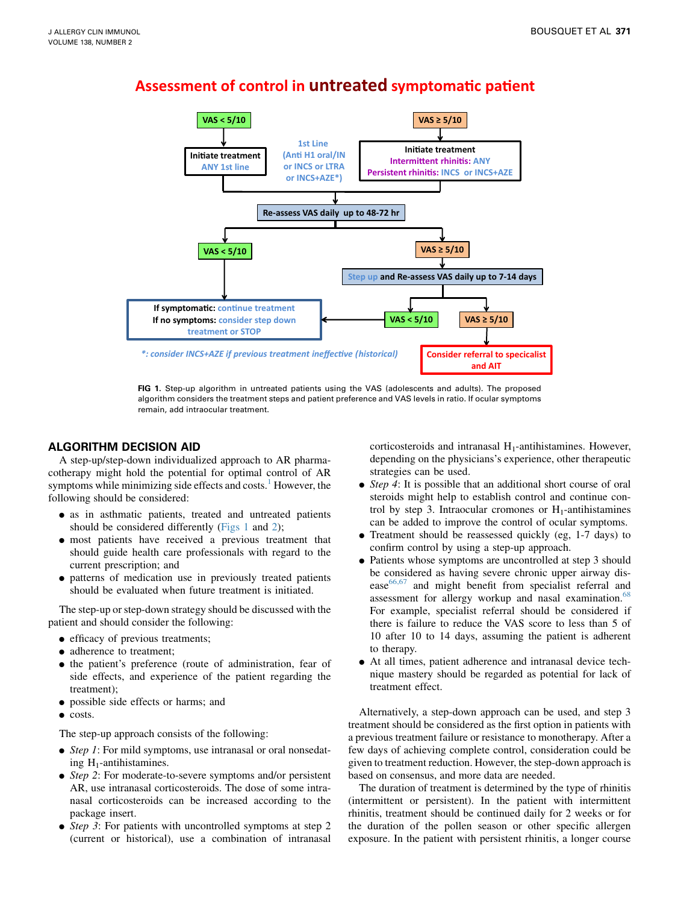# Assessment of control in untreated symptomatic patient

VAS < 5/10 → Initiate treatment ANY 1st line

1st Line (Anti H1 oral/IN or INCS or LTRA or INCS+AZE*)

VAS ≥ 5/10 → Initiate treatment — Intermittent rhinitis: ANY; Persistent rhinitis: INCS or INCS+AZE

Re-assess VAS daily up to 48-72 hr

VAS < 5/10 → If symptomatic: continue treatment; If no symptoms: consider step down treatment or STOP

VAS ≥ 5/10 → Step up and Re-assess VAS daily up to 7-14 days

- VAS < 5/10 → If symptomatic: continue treatment; If no symptoms: consider step down treatment or STOP
- VAS ≥ 5/10 → Consider referral to specicalist and AIT

*: consider INCS+AZE if previous treatment ineffective (historical)

**FIG 1.** Step-up algorithm in untreated patients using the VAS (adolescents and adults). The proposed algorithm considers the treatment steps and patient preference and VAS levels in ratio. If ocular symptoms remain, add intraocular treatment.

## ALGORITHM DECISION AID

A step-up/step-down individualized approach to AR pharmacotherapy might hold the potential for optimal control of AR symptoms while minimizing side effects and costs.[1] However, the following should be considered:

- as in asthmatic patients, treated and untreated patients should be considered differently (Figs 1 and 2);
- most patients have received a previous treatment that should guide health care professionals with regard to the current prescription; and
- patterns of medication use in previously treated patients should be evaluated when future treatment is initiated.

The step-up or step-down strategy should be discussed with the patient and should consider the following:

- efficacy of previous treatments;
- adherence to treatment;
- the patient's preference (route of administration, fear of side effects, and experience of the patient regarding the treatment);
- possible side effects or harms; and
- costs.

The step-up approach consists of the following:

- *Step 1*: For mild symptoms, use intranasal or oral nonsedating $H_1$-antihistamines.
- *Step 2*: For moderate-to-severe symptoms and/or persistent AR, use intranasal corticosteroids. The dose of some intranasal corticosteroids can be increased according to the package insert.
- *Step 3*: For patients with uncontrolled symptoms at step 2 (current or historical), use a combination of intranasal corticosteroids and intranasal $H_1$-antihistamines. However, depending on the physicians's experience, other therapeutic strategies can be used.
- *Step 4*: It is possible that an additional short course of oral steroids might help to establish control and continue control by step 3. Intraocular cromones or $H_1$-antihistamines can be added to improve the control of ocular symptoms.
- Treatment should be reassessed quickly (eg, 1-7 days) to confirm control by using a step-up approach.
- Patients whose symptoms are uncontrolled at step 3 should be considered as having severe chronic upper airway disease[66,67] and might benefit from specialist referral and assessment for allergy workup and nasal examination.[68] For example, specialist referral should be considered if there is failure to reduce the VAS score to less than 5 of 10 after 10 to 14 days, assuming the patient is adherent to therapy.
- At all times, patient adherence and intranasal device technique mastery should be regarded as potential for lack of treatment effect.

Alternatively, a step-down approach can be used, and step 3 treatment should be considered as the first option in patients with a previous treatment failure or resistance to monotherapy. After a few days of achieving complete control, consideration could be given to treatment reduction. However, the step-down approach is based on consensus, and more data are needed.

The duration of treatment is determined by the type of rhinitis (intermittent or persistent). In the patient with intermittent rhinitis, treatment should be continued daily for 2 weeks or for the duration of the pollen season or other specific allergen exposure. In the patient with persistent rhinitis, a longer course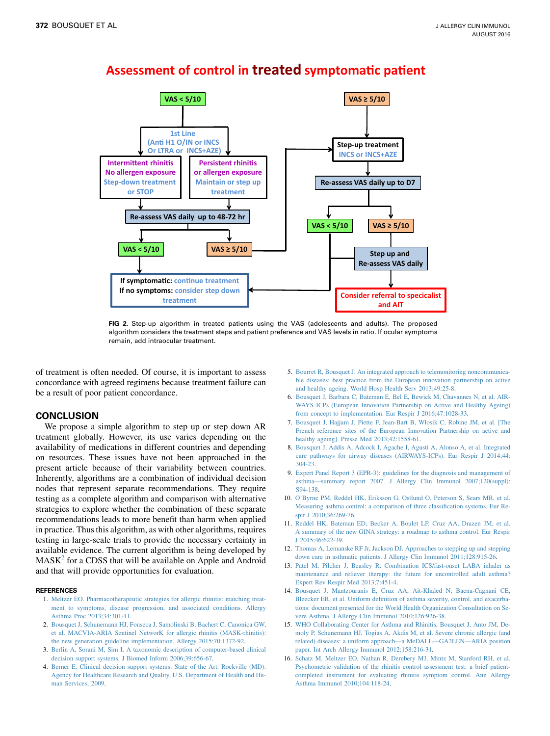**Assessment of control in treated symptomatic patient**

- VAS < 5/10
  - 1st Line (Anti H1 O/IN or INCS Or LTRA or INCS+AZE)
    - Intermittent rhinitis / No allergen exposure: Step-down treatment or STOP
    - Persistent rhinitis or allergen exposure: Maintain or step up treatment
  - Re-assess VAS daily up to 48-72 hr
    - VAS < 5/10 → If symptomatic: continue treatment. If no symptoms: consider step down treatment
    - VAS ≥ 5/10 → Step-up treatment
- VAS ≥ 5/10
  - Step-up treatment: INCS or INCS+AZE
  - Re-assess VAS daily up to D7
    - VAS < 5/10 → If symptomatic: continue treatment. If no symptoms: consider step down treatment
    - VAS ≥ 5/10 → Step up and Re-assess VAS daily → Consider referral to specicalist and AIT

FIG 2. Step-up algorithm in treated patients using the VAS (adolescents and adults). The proposed algorithm considers the treatment steps and patient preference and VAS levels in ratio. If ocular symptoms remain, add intraocular treatment.

of treatment is often needed. Of course, it is important to assess concordance with agreed regimens because treatment failure can be a result of poor patient concordance.

## CONCLUSION

We propose a simple algorithm to step up or step down AR treatment globally. However, its use varies depending on the availability of medications in different countries and depending on resources. These issues have not been approached in the present article because of their variability between countries. Inherently, algorithms are a combination of individual decision nodes that represent separate recommendations. They require testing as a complete algorithm and comparison with alternative strategies to explore whether the combination of these separate recommendations leads to more benefit than harm when applied in practice. Thus this algorithm, as with other algorithms, requires testing in large-scale trials to provide the necessary certainty in available evidence. The current algorithm is being developed by MASK[2] for a CDSS that will be available on Apple and Android and that will provide opportunities for evaluation.

## REFERENCES

1. Meltzer EO. Pharmacotherapeutic strategies for allergic rhinitis: matching treatment to symptoms, disease progression, and associated conditions. Allergy Asthma Proc 2013;34:301-11.
2. Bousquet J, Schunemann HJ, Fonseca J, Samolinski B, Bachert C, Canonica GW, et al. MACVIA-ARIA Sentinel NetworK for allergic rhinitis (MASK-rhinitis): the new generation guideline implementation. Allergy 2015;70:1372-92.
3. Berlin A, Sorani M, Sim I. A taxonomic description of computer-based clinical decision support systems. J Biomed Inform 2006;39:656-67.
4. Berner E. Clinical decision support systems: State of the Art. Rockville (MD): Agency for Healthcare Research and Quality, U.S. Department of Health and Human Services; 2009.
5. Bourret R, Bousquet J. An integrated approach to telemonitoring noncommunicable diseases: best practice from the European innovation partnership on active and healthy ageing. World Hosp Health Serv 2013;49:25-8.
6. Bousquet J, Barbara C, Bateman E, Bel E, Bewick M, Chavannes N, et al. AIRWAYS ICPs (European Innovation Partnership on Active and Healthy Ageing) from concept to implementation. Eur Respir J 2016;47:1028-33.
7. Bousquet J, Hajjam J, Piette F, Jean-Bart B, Wlosik C, Robine JM, et al. [The French reference sites of the European Innovation Partnership on active and healthy ageing]. Presse Med 2013;42:1558-61.
8. Bousquet J, Addis A, Adcock I, Agache I, Agusti A, Alonso A, et al. Integrated care pathways for airway diseases (AIRWAYS-ICPs). Eur Respir J 2014;44:304-23.
9. Expert Panel Report 3 (EPR-3): guidelines for the diagnosis and management of asthma—summary report 2007. J Allergy Clin Immunol 2007;120(suppl):S94-138.
10. O'Byrne PM, Reddel HK, Eriksson G, Ostlund O, Peterson S, Sears MR, et al. Measuring asthma control: a comparison of three classification systems. Eur Respir J 2010;36:269-76.
11. Reddel HK, Bateman ED, Becker A, Boulet LP, Cruz AA, Drazen JM, et al. A summary of the new GINA strategy: a roadmap to asthma control. Eur Respir J 2015;46:622-39.
12. Thomas A, Lemanske RF Jr, Jackson DJ. Approaches to stepping up and stepping down care in asthmatic patients. J Allergy Clin Immunol 2011;128:915-26.
13. Patel M, Pilcher J, Beasley R. Combination ICS/fast-onset LABA inhaler as maintenance and reliever therapy: the future for uncontrolled adult asthma? Expert Rev Respir Med 2013;7:451-4.
14. Bousquet J, Mantzouranis E, Cruz AA, Ait-Khaled N, Baena-Cagnani CE, Bleecker ER, et al. Uniform definition of asthma severity, control, and exacerbations: document presented for the World Health Organization Consultation on Severe Asthma. J Allergy Clin Immunol 2010;126:926-38.
15. WHO Collaborating Center for Asthma and Rhinitis, Bousquet J, Anto JM, Demoly P, Schunemann HJ, Togias A, Akdis M, et al. Severe chronic allergic (and related) diseases: a uniform approach—a MeDALL—GA2LEN—ARIA position paper. Int Arch Allergy Immunol 2012;158:216-31.
16. Schatz M, Meltzer EO, Nathan R, Derebery MJ, Mintz M, Stanford RH, et al. Psychometric validation of the rhinitis control assessment test: a brief patient-completed instrument for evaluating rhinitis symptom control. Ann Allergy Asthma Immunol 2010;104:118-24.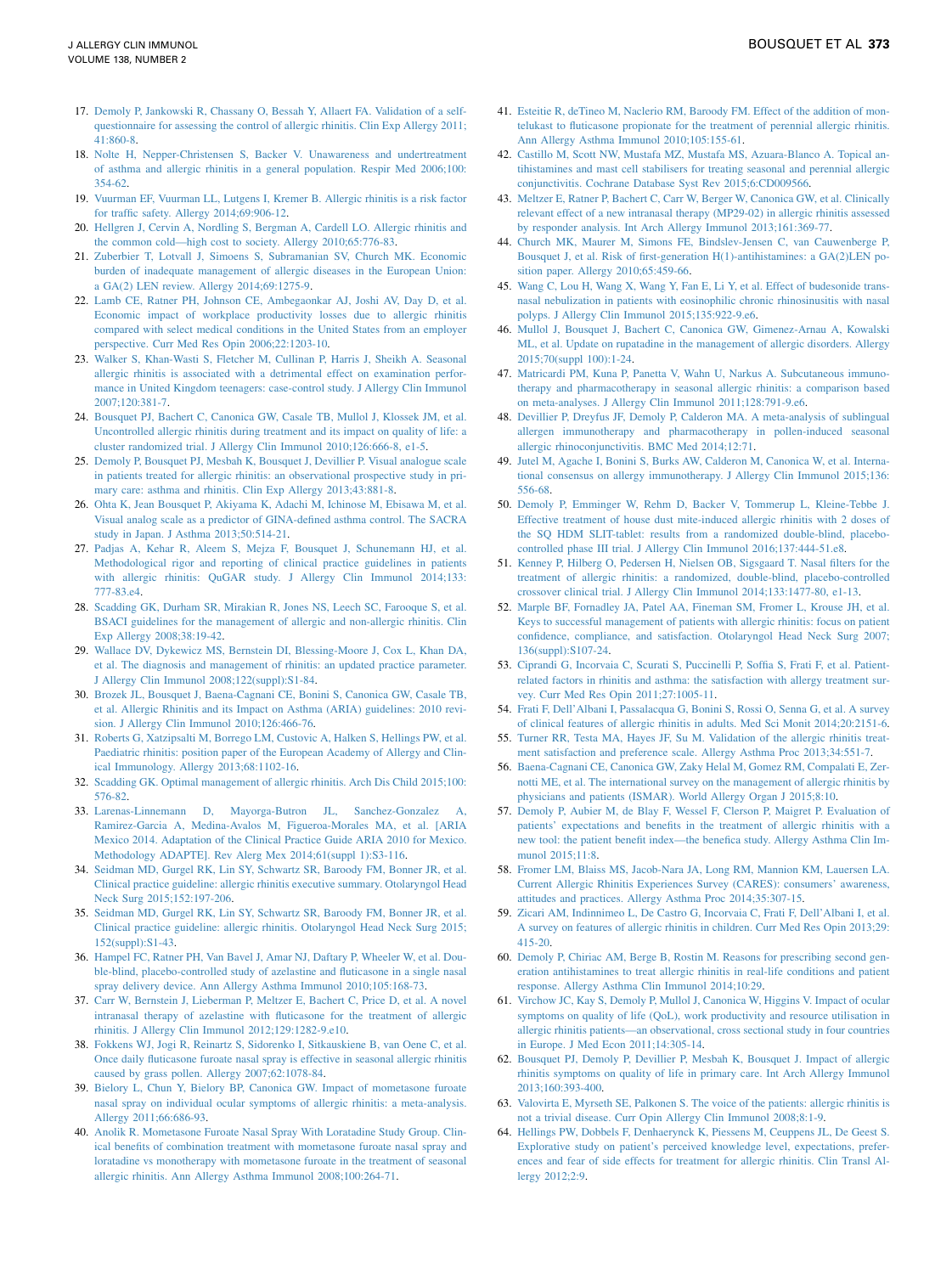17. Demoly P, Jankowski R, Chassany O, Bessah Y, Allaert FA. Validation of a self-questionnaire for assessing the control of allergic rhinitis. Clin Exp Allergy 2011;41:860-8.
18. Nolte H, Nepper-Christensen S, Backer V. Unawareness and undertreatment of asthma and allergic rhinitis in a general population. Respir Med 2006;100:354-62.
19. Vuurman EF, Vuurman LL, Lutgens I, Kremer B. Allergic rhinitis is a risk factor for traffic safety. Allergy 2014;69:906-12.
20. Hellgren J, Cervin A, Nordling S, Bergman A, Cardell LO. Allergic rhinitis and the common cold—high cost to society. Allergy 2010;65:776-83.
21. Zuberbier T, Lotvall J, Simoens S, Subramanian SV, Church MK. Economic burden of inadequate management of allergic diseases in the European Union: a GA(2) LEN review. Allergy 2014;69:1275-9.
22. Lamb CE, Ratner PH, Johnson CE, Ambegaonkar AJ, Joshi AV, Day D, et al. Economic impact of workplace productivity losses due to allergic rhinitis compared with select medical conditions in the United States from an employer perspective. Curr Med Res Opin 2006;22:1203-10.
23. Walker S, Khan-Wasti S, Fletcher M, Cullinan P, Harris J, Sheikh A. Seasonal allergic rhinitis is associated with a detrimental effect on examination performance in United Kingdom teenagers: case-control study. J Allergy Clin Immunol 2007;120:381-7.
24. Bousquet PJ, Bachert C, Canonica GW, Casale TB, Mullol J, Klossek JM, et al. Uncontrolled allergic rhinitis during treatment and its impact on quality of life: a cluster randomized trial. J Allergy Clin Immunol 2010;126:666-8, e1-5.
25. Demoly P, Bousquet PJ, Mesbah K, Bousquet J, Devillier P. Visual analogue scale in patients treated for allergic rhinitis: an observational prospective study in primary care: asthma and rhinitis. Clin Exp Allergy 2013;43:881-8.
26. Ohta K, Jean Bousquet P, Akiyama K, Adachi M, Ichinose M, Ebisawa M, et al. Visual analog scale as a predictor of GINA-defined asthma control. The SACRA study in Japan. J Asthma 2013;50:514-21.
27. Padjas A, Kehar R, Aleem S, Mejza F, Bousquet J, Schunemann HJ, et al. Methodological rigor and reporting of clinical practice guidelines in patients with allergic rhinitis: QuGAR study. J Allergy Clin Immunol 2014;133:777-83.e4.
28. Scadding GK, Durham SR, Mirakian R, Jones NS, Leech SC, Farooque S, et al. BSACI guidelines for the management of allergic and non-allergic rhinitis. Clin Exp Allergy 2008;38:19-42.
29. Wallace DV, Dykewicz MS, Bernstein DI, Blessing-Moore J, Cox L, Khan DA, et al. The diagnosis and management of rhinitis: an updated practice parameter. J Allergy Clin Immunol 2008;122(suppl):S1-84.
30. Brozek JL, Bousquet J, Baena-Cagnani CE, Bonini S, Canonica GW, Casale TB, et al. Allergic Rhinitis and its Impact on Asthma (ARIA) guidelines: 2010 revision. J Allergy Clin Immunol 2010;126:466-76.
31. Roberts G, Xatzipsalti M, Borrego LM, Custovic A, Halken S, Hellings PW, et al. Paediatric rhinitis: position paper of the European Academy of Allergy and Clinical Immunology. Allergy 2013;68:1102-16.
32. Scadding GK. Optimal management of allergic rhinitis. Arch Dis Child 2015;100:576-82.
33. Larenas-Linnemann D, Mayorga-Butron JL, Sanchez-Gonzalez A, Ramirez-Garcia A, Medina-Avalos M, Figueroa-Morales MA, et al. [ARIA Mexico 2014. Adaptation of the Clinical Practice Guide ARIA 2010 for Mexico. Methodology ADAPTE]. Rev Alerg Mex 2014;61(suppl 1):S3-116.
34. Seidman MD, Gurgel RK, Lin SY, Schwartz SR, Baroody FM, Bonner JR, et al. Clinical practice guideline: allergic rhinitis executive summary. Otolaryngol Head Neck Surg 2015;152:197-206.
35. Seidman MD, Gurgel RK, Lin SY, Schwartz SR, Baroody FM, Bonner JR, et al. Clinical practice guideline: allergic rhinitis. Otolaryngol Head Neck Surg 2015;152(suppl):S1-43.
36. Hampel FC, Ratner PH, Van Bavel J, Amar NJ, Daftary P, Wheeler W, et al. Double-blind, placebo-controlled study of azelastine and fluticasone in a single nasal spray delivery device. Ann Allergy Asthma Immunol 2010;105:168-73.
37. Carr W, Bernstein J, Lieberman P, Meltzer E, Bachert C, Price D, et al. A novel intranasal therapy of azelastine with fluticasone for the treatment of allergic rhinitis. J Allergy Clin Immunol 2012;129:1282-9.e10.
38. Fokkens WJ, Jogi R, Reinartz S, Sidorenko I, Sitkauskiene B, van Oene C, et al. Once daily fluticasone furoate nasal spray is effective in seasonal allergic rhinitis caused by grass pollen. Allergy 2007;62:1078-84.
39. Bielory L, Chun Y, Bielory BP, Canonica GW. Impact of mometasone furoate nasal spray on individual ocular symptoms of allergic rhinitis: a meta-analysis. Allergy 2011;66:686-93.
40. Anolik R. Mometasone Furoate Nasal Spray With Loratadine Study Group. Clinical benefits of combination treatment with mometasone furoate nasal spray and loratadine vs monotherapy with mometasone furoate in the treatment of seasonal allergic rhinitis. Ann Allergy Asthma Immunol 2008;100:264-71.
41. Esteitie R, deTineo M, Naclerio RM, Baroody FM. Effect of the addition of montelukast to fluticasone propionate for the treatment of perennial allergic rhinitis. Ann Allergy Asthma Immunol 2010;105:155-61.
42. Castillo M, Scott NW, Mustafa MZ, Mustafa MS, Azuara-Blanco A. Topical antihistamines and mast cell stabilisers for treating seasonal and perennial allergic conjunctivitis. Cochrane Database Syst Rev 2015;6:CD009566.
43. Meltzer E, Ratner P, Bachert C, Carr W, Berger W, Canonica GW, et al. Clinically relevant effect of a new intranasal therapy (MP29-02) in allergic rhinitis assessed by responder analysis. Int Arch Allergy Immunol 2013;161:369-77.
44. Church MK, Maurer M, Simons FE, Bindslev-Jensen C, van Cauwenberge P, Bousquet J, et al. Risk of first-generation H(1)-antihistamines: a GA(2)LEN position paper. Allergy 2010;65:459-66.
45. Wang C, Lou H, Wang X, Wang Y, Fan E, Li Y, et al. Effect of budesonide transnasal nebulization in patients with eosinophilic chronic rhinosinusitis with nasal polyps. J Allergy Clin Immunol 2015;135:922-9.e6.
46. Mullol J, Bousquet J, Bachert C, Canonica GW, Gimenez-Arnau A, Kowalski ML, et al. Update on rupatadine in the management of allergic disorders. Allergy 2015;70(suppl 100):1-24.
47. Matricardi PM, Kuna P, Panetta V, Wahn U, Narkus A. Subcutaneous immunotherapy and pharmacotherapy in seasonal allergic rhinitis: a comparison based on meta-analyses. J Allergy Clin Immunol 2011;128:791-9.e6.
48. Devillier P, Dreyfus JF, Demoly P, Calderon MA. A meta-analysis of sublingual allergen immunotherapy and pharmacotherapy in pollen-induced seasonal allergic rhinoconjunctivitis. BMC Med 2014;12:71.
49. Jutel M, Agache I, Bonini S, Burks AW, Calderon M, Canonica W, et al. International consensus on allergy immunotherapy. J Allergy Clin Immunol 2015;136:556-68.
50. Demoly P, Emminger W, Rehm D, Backer V, Tommerup L, Kleine-Tebbe J. Effective treatment of house dust mite-induced allergic rhinitis with 2 doses of the SQ HDM SLIT-tablet: results from a randomized double-blind, placebo-controlled phase III trial. J Allergy Clin Immunol 2016;137:444-51.e8.
51. Kenney P, Hilberg O, Pedersen H, Nielsen OB, Sigsgaard T. Nasal filters for the treatment of allergic rhinitis: a randomized, double-blind, placebo-controlled crossover clinical trial. J Allergy Clin Immunol 2014;133:1477-80, e1-13.
52. Marple BF, Fornadley JA, Patel AA, Fineman SM, Fromer L, Krouse JH, et al. Keys to successful management of patients with allergic rhinitis: focus on patient confidence, compliance, and satisfaction. Otolaryngol Head Neck Surg 2007;136(suppl):S107-24.
53. Ciprandi G, Incorvaia C, Scurati S, Puccinelli P, Soffia S, Frati F, et al. Patient-related factors in rhinitis and asthma: the satisfaction with allergy treatment survey. Curr Med Res Opin 2011;27:1005-11.
54. Frati F, Dell'Albani I, Passalacqua G, Bonini S, Rossi O, Senna G, et al. A survey of clinical features of allergic rhinitis in adults. Med Sci Monit 2014;20:2151-6.
55. Turner RR, Testa MA, Hayes JF, Su M. Validation of the allergic rhinitis treatment satisfaction and preference scale. Allergy Asthma Proc 2013;34:551-7.
56. Baena-Cagnani CE, Canonica GW, Zaky Helal M, Gomez RM, Compalati E, Zernotti ME, et al. The international survey on the management of allergic rhinitis by physicians and patients (ISMAR). World Allergy Organ J 2015;8:10.
57. Demoly P, Aubier M, de Blay F, Wessel F, Clerson P, Maigret P. Evaluation of patients' expectations and benefits in the treatment of allergic rhinitis with a new tool: the patient benefit index—the benefica study. Allergy Asthma Clin Immunol 2015;11:8.
58. Fromer LM, Blaiss MS, Jacob-Nara JA, Long RM, Mannion KM, Lauersen LA. Current Allergic Rhinitis Experiences Survey (CARES): consumers' awareness, attitudes and practices. Allergy Asthma Proc 2014;35:307-15.
59. Zicari AM, Indinnimeo L, De Castro G, Incorvaia C, Frati F, Dell'Albani I, et al. A survey on features of allergic rhinitis in children. Curr Med Res Opin 2013;29:415-20.
60. Demoly P, Chiriac AM, Berge B, Rostin M. Reasons for prescribing second generation antihistamines to treat allergic rhinitis in real-life conditions and patient response. Allergy Asthma Clin Immunol 2014;10:29.
61. Virchow JC, Kay S, Demoly P, Mullol J, Canonica W, Higgins V. Impact of ocular symptoms on quality of life (QoL), work productivity and resource utilisation in allergic rhinitis patients—an observational, cross sectional study in four countries in Europe. J Med Econ 2011;14:305-14.
62. Bousquet PJ, Demoly P, Devillier P, Mesbah K, Bousquet J. Impact of allergic rhinitis symptoms on quality of life in primary care. Int Arch Allergy Immunol 2013;160:393-400.
63. Valovirta E, Myrseth SE, Palkonen S. The voice of the patients: allergic rhinitis is not a trivial disease. Curr Opin Allergy Clin Immunol 2008;8:1-9.
64. Hellings PW, Dobbels F, Denhaerynck K, Piessens M, Ceuppens JL, De Geest S. Explorative study on patient's perceived knowledge level, expectations, preferences and fear of side effects for treatment for allergic rhinitis. Clin Transl Allergy 2012;2:9.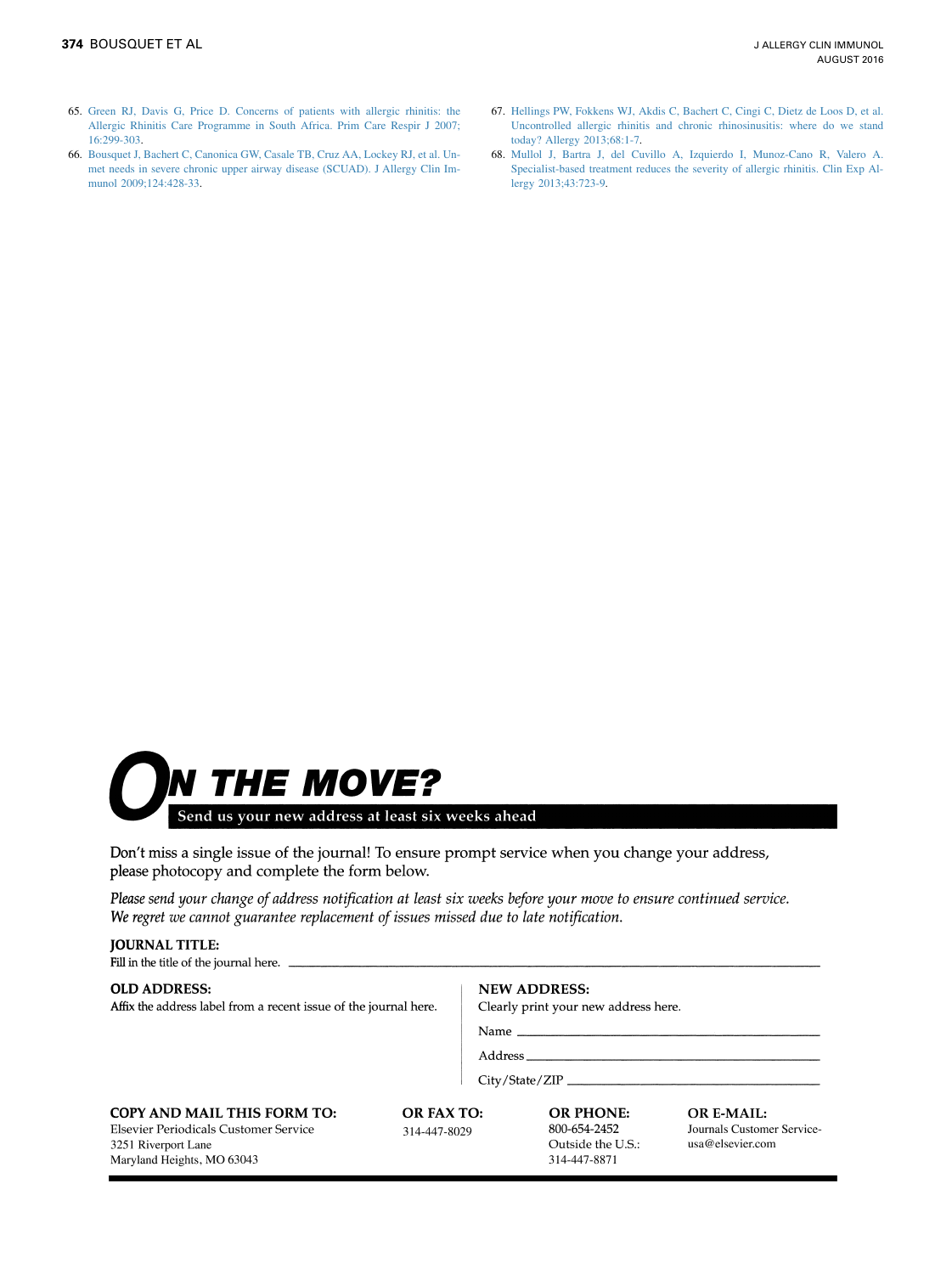65. Green RJ, Davis G, Price D. Concerns of patients with allergic rhinitis: the Allergic Rhinitis Care Programme in South Africa. Prim Care Respir J 2007;16:299-303.
66. Bousquet J, Bachert C, Canonica GW, Casale TB, Cruz AA, Lockey RJ, et al. Unmet needs in severe chronic upper airway disease (SCUAD). J Allergy Clin Immunol 2009;124:428-33.
67. Hellings PW, Fokkens WJ, Akdis C, Bachert C, Cingi C, Dietz de Loos D, et al. Uncontrolled allergic rhinitis and chronic rhinosinusitis: where do we stand today? Allergy 2013;68:1-7.
68. Mullol J, Bartra J, del Cuvillo A, Izquierdo I, Munoz-Cano R, Valero A. Specialist-based treatment reduces the severity of allergic rhinitis. Clin Exp Allergy 2013;43:723-9.

# ON THE MOVE?

**Send us your new address at least six weeks ahead**

Don't miss a single issue of the journal! To ensure prompt service when you change your address, please photocopy and complete the form below.

*Please send your change of address notification at least six weeks before your move to ensure continued service. We regret we cannot guarantee replacement of issues missed due to late notification.*

**JOURNAL TITLE:**
Fill in the title of the journal here. ______________________________

**OLD ADDRESS:**
Affix the address label from a recent issue of the journal here.

**NEW ADDRESS:**
Clearly print your new address here.

Name ______________________________

Address ______________________________

City/State/ZIP ______________________________

**COPY AND MAIL THIS FORM TO:**
Elsevier Periodicals Customer Service
3251 Riverport Lane
Maryland Heights, MO 63043

**OR FAX TO:**
314-447-8029

**OR PHONE:**
800-654-2452
Outside the U.S.:
314-447-8871

**OR E-MAIL:**
Journals Customer Service-usa@elsevier.com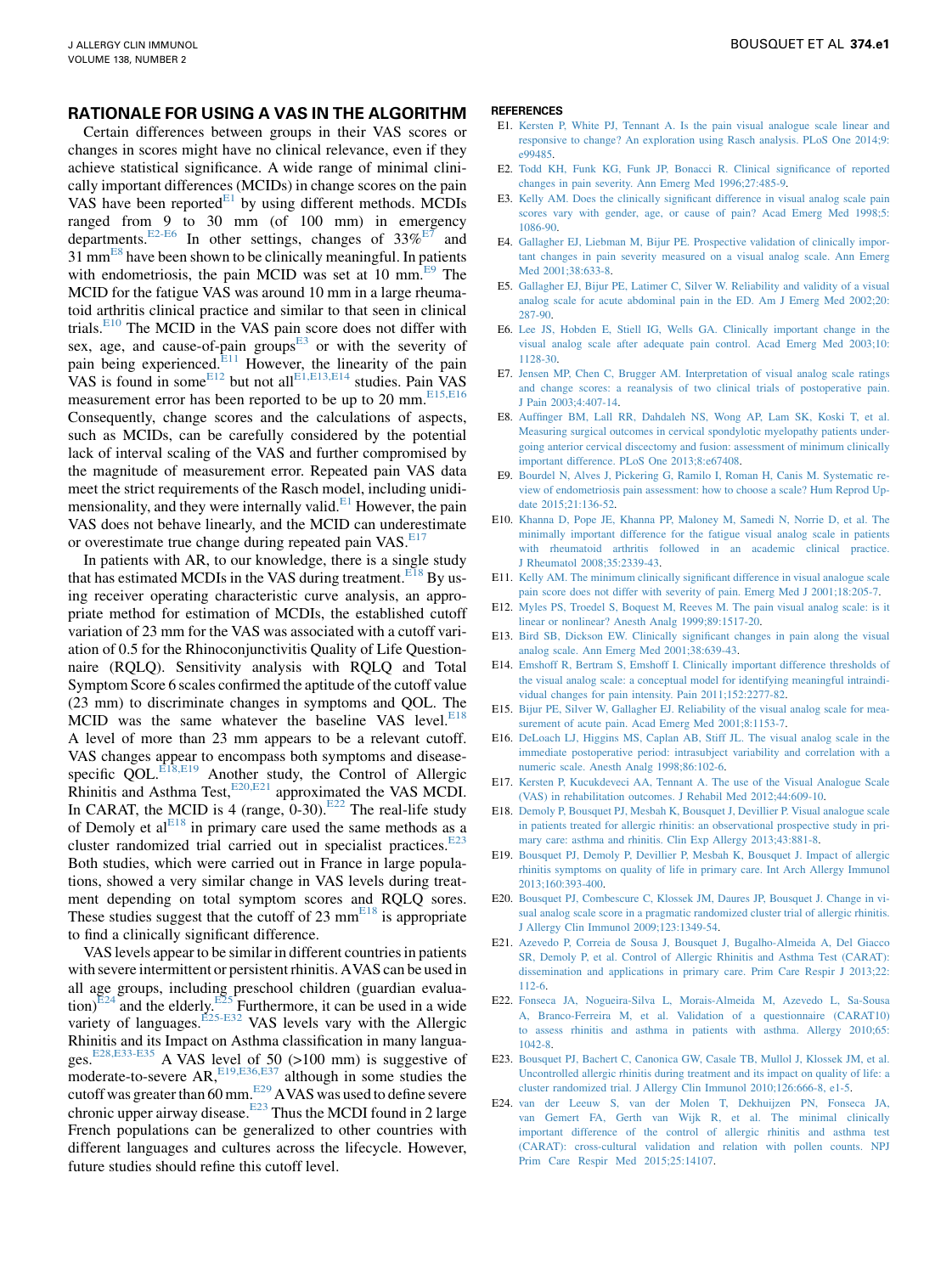## RATIONALE FOR USING A VAS IN THE ALGORITHM

Certain differences between groups in their VAS scores or changes in scores might have no clinical relevance, even if they achieve statistical significance. A wide range of minimal clinically important differences (MCIDs) in change scores on the pain VAS have been reported[E1] by using different methods. MCDIs ranged from 9 to 30 mm (of 100 mm) in emergency departments.[E2-E6] In other settings, changes of 33%[E7] and 31 mm[E8] have been shown to be clinically meaningful. In patients with endometriosis, the pain MCID was set at 10 mm.[E9] The MCID for the fatigue VAS was around 10 mm in a large rheumatoid arthritis clinical practice and similar to that seen in clinical trials.[E10] The MCID in the VAS pain score does not differ with sex, age, and cause-of-pain groups[E3] or with the severity of pain being experienced.[E11] However, the linearity of the pain VAS is found in some[E12] but not all[E1,E13,E14] studies. Pain VAS measurement error has been reported to be up to 20 mm.[E15,E16] Consequently, change scores and the calculations of aspects, such as MCIDs, can be carefully considered by the potential lack of interval scaling of the VAS and further compromised by the magnitude of measurement error. Repeated pain VAS data meet the strict requirements of the Rasch model, including unidimensionality, and they were internally valid.[E1] However, the pain VAS does not behave linearly, and the MCID can underestimate or overestimate true change during repeated pain VAS.[E17]

In patients with AR, to our knowledge, there is a single study that has estimated MCDIs in the VAS during treatment.[E18] By using receiver operating characteristic curve analysis, an appropriate method for estimation of MCIDs, the established cutoff variation of 23 mm for the VAS was associated with a cutoff variation of 0.5 for the Rhinoconjunctivitis Quality of Life Questionnaire (RQLQ). Sensitivity analysis with RQLQ and Total Symptom Score 6 scales confirmed the aptitude of the cutoff value (23 mm) to discriminate changes in symptoms and QOL. The MCID was the same whatever the baseline VAS level.[E18] A level of more than 23 mm appears to be a relevant cutoff. VAS changes appear to encompass both symptoms and disease-specific QOL.[E18,E19] Another study, the Control of Allergic Rhinitis and Asthma Test,[E20,E21] approximated the VAS MCDI. In CARAT, the MCID is 4 (range, 0-30).[E22] The real-life study of Demoly et al[E18] in primary care used the same methods as a cluster randomized trial carried out in specialist practices.[E23] Both studies, which were carried out in France in large populations, showed a very similar change in VAS levels during treatment depending on total symptom scores and RQLQ sores. These studies suggest that the cutoff of 23 mm[E18] is appropriate to find a clinically significant difference.

VAS levels appear to be similar in different countries in patients with severe intermittent or persistent rhinitis. A VAS can be used in all age groups, including preschool children (guardian evaluation)[E24] and the elderly.[E25] Furthermore, it can be used in a wide variety of languages.[E25-E32] VAS levels vary with the Allergic Rhinitis and its Impact on Asthma classification in many languages.[E28,E33-E35] A VAS level of 50 (>100 mm) is suggestive of moderate-to-severe AR,[E19,E36,E37] although in some studies the cutoff was greater than 60 mm.[E29] A VAS was used to define severe chronic upper airway disease.[E23] Thus the MCDI found in 2 large French populations can be generalized to other countries with different languages and cultures across the lifecycle. However, future studies should refine this cutoff level.

## REFERENCES

- E1. Kersten P, White PJ, Tennant A. Is the pain visual analogue scale linear and responsive to change? An exploration using Rasch analysis. PLoS One 2014;9:e99485.
- E2. Todd KH, Funk KG, Funk JP, Bonacci R. Clinical significance of reported changes in pain severity. Ann Emerg Med 1996;27:485-9.
- E3. Kelly AM. Does the clinically significant difference in visual analog scale pain scores vary with gender, age, or cause of pain? Acad Emerg Med 1998;5:1086-90.
- E4. Gallagher EJ, Liebman M, Bijur PE. Prospective validation of clinically important changes in pain severity measured on a visual analog scale. Ann Emerg Med 2001;38:633-8.
- E5. Gallagher EJ, Bijur PE, Latimer C, Silver W. Reliability and validity of a visual analog scale for acute abdominal pain in the ED. Am J Emerg Med 2002;20:287-90.
- E6. Lee JS, Hobden E, Stiell IG, Wells GA. Clinically important change in the visual analog scale after adequate pain control. Acad Emerg Med 2003;10:1128-30.
- E7. Jensen MP, Chen C, Brugger AM. Interpretation of visual analog scale ratings and change scores: a reanalysis of two clinical trials of postoperative pain. J Pain 2003;4:407-14.
- E8. Auffinger BM, Lall RR, Dahdaleh NS, Wong AP, Lam SK, Koski T, et al. Measuring surgical outcomes in cervical spondylotic myelopathy patients undergoing anterior cervical discectomy and fusion: assessment of minimum clinically important difference. PLoS One 2013;8:e67408.
- E9. Bourdel N, Alves J, Pickering G, Ramilo I, Roman H, Canis M. Systematic review of endometriosis pain assessment: how to choose a scale? Hum Reprod Update 2015;21:136-52.
- E10. Khanna D, Pope JE, Khanna PP, Maloney M, Samedi N, Norrie D, et al. The minimally important difference for the fatigue visual analog scale in patients with rheumatoid arthritis followed in an academic clinical practice. J Rheumatol 2008;35:2339-43.
- E11. Kelly AM. The minimum clinically significant difference in visual analogue scale pain score does not differ with severity of pain. Emerg Med J 2001;18:205-7.
- E12. Myles PS, Troedel S, Boquest M, Reeves M. The pain visual analog scale: is it linear or nonlinear? Anesth Analg 1999;89:1517-20.
- E13. Bird SB, Dickson EW. Clinically significant changes in pain along the visual analog scale. Ann Emerg Med 2001;38:639-43.
- E14. Emshoff R, Bertram S, Emshoff I. Clinically important difference thresholds of the visual analog scale: a conceptual model for identifying meaningful intraindividual changes for pain intensity. Pain 2011;152:2277-82.
- E15. Bijur PE, Silver W, Gallagher EJ. Reliability of the visual analog scale for measurement of acute pain. Acad Emerg Med 2001;8:1153-7.
- E16. DeLoach LJ, Higgins MS, Caplan AB, Stiff JL. The visual analog scale in the immediate postoperative period: intrasubject variability and correlation with a numeric scale. Anesth Analg 1998;86:102-6.
- E17. Kersten P, Kucukdeveci AA, Tennant A. The use of the Visual Analogue Scale (VAS) in rehabilitation outcomes. J Rehabil Med 2012;44:609-10.
- E18. Demoly P, Bousquet PJ, Mesbah K, Bousquet J, Devillier P. Visual analogue scale in patients treated for allergic rhinitis: an observational prospective study in primary care: asthma and rhinitis. Clin Exp Allergy 2013;43:881-8.
- E19. Bousquet PJ, Demoly P, Devillier P, Mesbah K, Bousquet J. Impact of allergic rhinitis symptoms on quality of life in primary care. Int Arch Allergy Immunol 2013;160:393-400.
- E20. Bousquet PJ, Combescure C, Klossek JM, Daures JP, Bousquet J. Change in visual analog scale score in a pragmatic randomized cluster trial of allergic rhinitis. J Allergy Clin Immunol 2009;123:1349-54.
- E21. Azevedo P, Correia de Sousa J, Bousquet J, Bugalho-Almeida A, Del Giacco SR, Demoly P, et al. Control of Allergic Rhinitis and Asthma Test (CARAT): dissemination and applications in primary care. Prim Care Respir J 2013;22:112-6.
- E22. Fonseca JA, Nogueira-Silva L, Morais-Almeida M, Azevedo L, Sa-Sousa A, Branco-Ferreira M, et al. Validation of a questionnaire (CARAT10) to assess rhinitis and asthma in patients with asthma. Allergy 2010;65:1042-8.
- E23. Bousquet PJ, Bachert C, Canonica GW, Casale TB, Mullol J, Klossek JM, et al. Uncontrolled allergic rhinitis during treatment and its impact on quality of life: a cluster randomized trial. J Allergy Clin Immunol 2010;126:666-8, e1-5.
- E24. van der Leeuw S, van der Molen T, Dekhuijzen PN, Fonseca JA, van Gemert FA, Gerth van Wijk R, et al. The minimal clinically important difference of the control of allergic rhinitis and asthma test (CARAT): cross-cultural validation and relation with pollen counts. NPJ Prim Care Respir Med 2015;25:14107.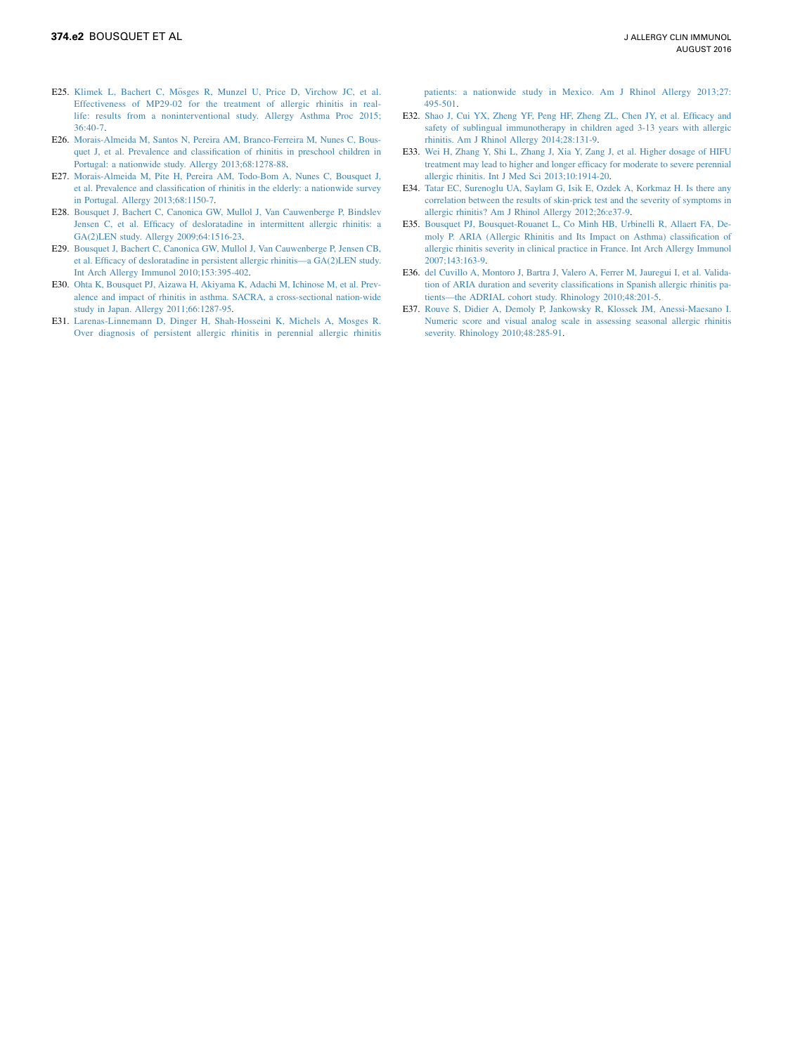E25. Klimek L, Bachert C, Mösges R, Munzel U, Price D, Virchow JC, et al. Effectiveness of MP29-02 for the treatment of allergic rhinitis in real-life: results from a noninterventional study. Allergy Asthma Proc 2015;36:40-7.

E26. Morais-Almeida M, Santos N, Pereira AM, Branco-Ferreira M, Nunes C, Bousquet J, et al. Prevalence and classification of rhinitis in preschool children in Portugal: a nationwide study. Allergy 2013;68:1278-88.

E27. Morais-Almeida M, Pite H, Pereira AM, Todo-Bom A, Nunes C, Bousquet J, et al. Prevalence and classification of rhinitis in the elderly: a nationwide survey in Portugal. Allergy 2013;68:1150-7.

E28. Bousquet J, Bachert C, Canonica GW, Mullol J, Van Cauwenberge P, Bindslev Jensen C, et al. Efficacy of desloratadine in intermittent allergic rhinitis: a GA(2)LEN study. Allergy 2009;64:1516-23.

E29. Bousquet J, Bachert C, Canonica GW, Mullol J, Van Cauwenberge P, Jensen CB, et al. Efficacy of desloratadine in persistent allergic rhinitis—a GA(2)LEN study. Int Arch Allergy Immunol 2010;153:395-402.

E30. Ohta K, Bousquet PJ, Aizawa H, Akiyama K, Adachi M, Ichinose M, et al. Prevalence and impact of rhinitis in asthma. SACRA, a cross-sectional nation-wide study in Japan. Allergy 2011;66:1287-95.

E31. Larenas-Linnemann D, Dinger H, Shah-Hosseini K, Michels A, Mosges R. Over diagnosis of persistent allergic rhinitis in perennial allergic rhinitis patients: a nationwide study in Mexico. Am J Rhinol Allergy 2013;27:495-501.

E32. Shao J, Cui YX, Zheng YF, Peng HF, Zheng ZL, Chen JY, et al. Efficacy and safety of sublingual immunotherapy in children aged 3-13 years with allergic rhinitis. Am J Rhinol Allergy 2014;28:131-9.

E33. Wei H, Zhang Y, Shi L, Zhang J, Xia Y, Zang J, et al. Higher dosage of HIFU treatment may lead to higher and longer efficacy for moderate to severe perennial allergic rhinitis. Int J Med Sci 2013;10:1914-20.

E34. Tatar EC, Surenoglu UA, Saylam G, Isik E, Ozdek A, Korkmaz H. Is there any correlation between the results of skin-prick test and the severity of symptoms in allergic rhinitis? Am J Rhinol Allergy 2012;26:e37-9.

E35. Bousquet PJ, Bousquet-Rouanet L, Co Minh HB, Urbinelli R, Allaert FA, Demoly P. ARIA (Allergic Rhinitis and Its Impact on Asthma) classification of allergic rhinitis severity in clinical practice in France. Int Arch Allergy Immunol 2007;143:163-9.

E36. del Cuvillo A, Montoro J, Bartra J, Valero A, Ferrer M, Jauregui I, et al. Validation of ARIA duration and severity classifications in Spanish allergic rhinitis patients—the ADRIAL cohort study. Rhinology 2010;48:201-5.

E37. Rouve S, Didier A, Demoly P, Jankowsky R, Klossek JM, Anessi-Maesano I. Numeric score and visual analog scale in assessing seasonal allergic rhinitis severity. Rhinology 2010;48:285-91.